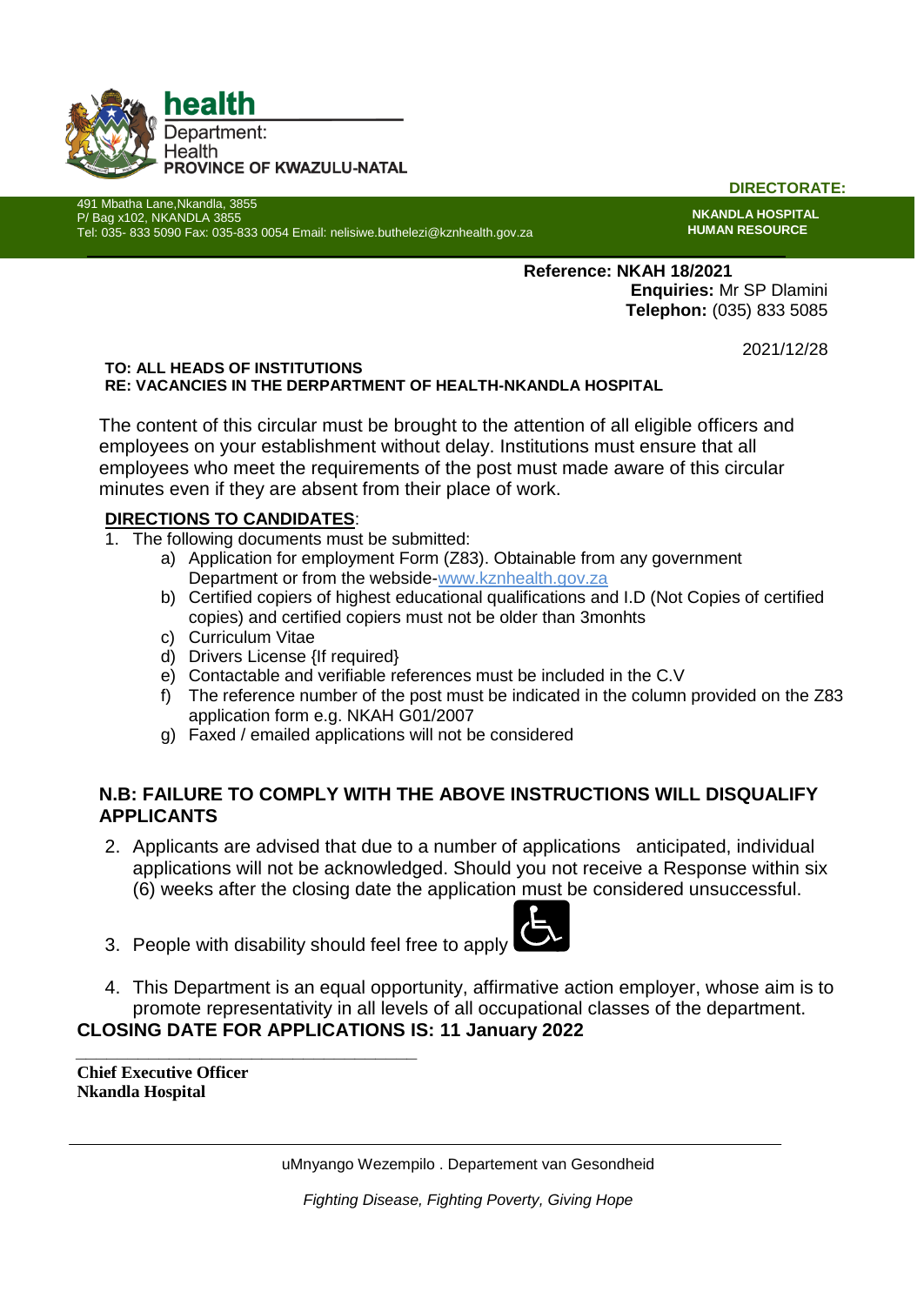**health**
Department:
Health
**PROVINCE OF KWAZULU-NATAL**

491 Mbatha Lane,Nkandla, 3855
P/ Bag x102, NKANDLA 3855
Tel: 035- 833 5090 Fax: 035-833 0054 Email: nelisiwe.buthelezi@kznhealth.gov.za

**DIRECTORATE:**

**NKANDLA HOSPITAL**
**HUMAN RESOURCE**

**Reference: NKAH 18/2021**
**Enquiries:** Mr SP Dlamini
**Telephon:** (035) 833 5085

2021/12/28

**TO: ALL HEADS OF INSTITUTIONS**
**RE: VACANCIES IN THE DERPARTMENT OF HEALTH-NKANDLA HOSPITAL**

The content of this circular must be brought to the attention of all eligible officers and employees on your establishment without delay. Institutions must ensure that all employees who meet the requirements of the post must made aware of this circular minutes even if they are absent from their place of work.

**DIRECTIONS TO CANDIDATES**:

1. The following documents must be submitted:
   a) Application for employment Form (Z83). Obtainable from any government Department or from the webside-www.kznhealth.gov.za
   b) Certified copiers of highest educational qualifications and I.D (Not Copies of certified copies) and certified copiers must not be older than 3monhts
   c) Curriculum Vitae
   d) Drivers License {If required}
   e) Contactable and verifiable references must be included in the C.V
   f) The reference number of the post must be indicated in the column provided on the Z83 application form e.g. NKAH G01/2007
   g) Faxed / emailed applications will not be considered

**N.B: FAILURE TO COMPLY WITH THE ABOVE INSTRUCTIONS WILL DISQUALIFY APPLICANTS**

2. Applicants are advised that due to a number of applications anticipated, individual applications will not be acknowledged. Should you not receive a Response within six (6) weeks after the closing date the application must be considered unsuccessful.
3. People with disability should feel free to apply
4. This Department is an equal opportunity, affirmative action employer, whose aim is to promote representativity in all levels of all occupational classes of the department.

**CLOSING DATE FOR APPLICATIONS IS: 11 January 2022**

\_\_\_\_\_\_\_\_\_\_\_\_\_\_\_\_\_\_\_\_\_\_\_\_\_\_\_\_\_\_\_\_\_\_\_\_\_\_\_\_

**Chief Executive Officer**
**Nkandla Hospital**

uMnyango Wezempilo . Departement van Gesondheid

*Fighting Disease, Fighting Poverty, Giving Hope*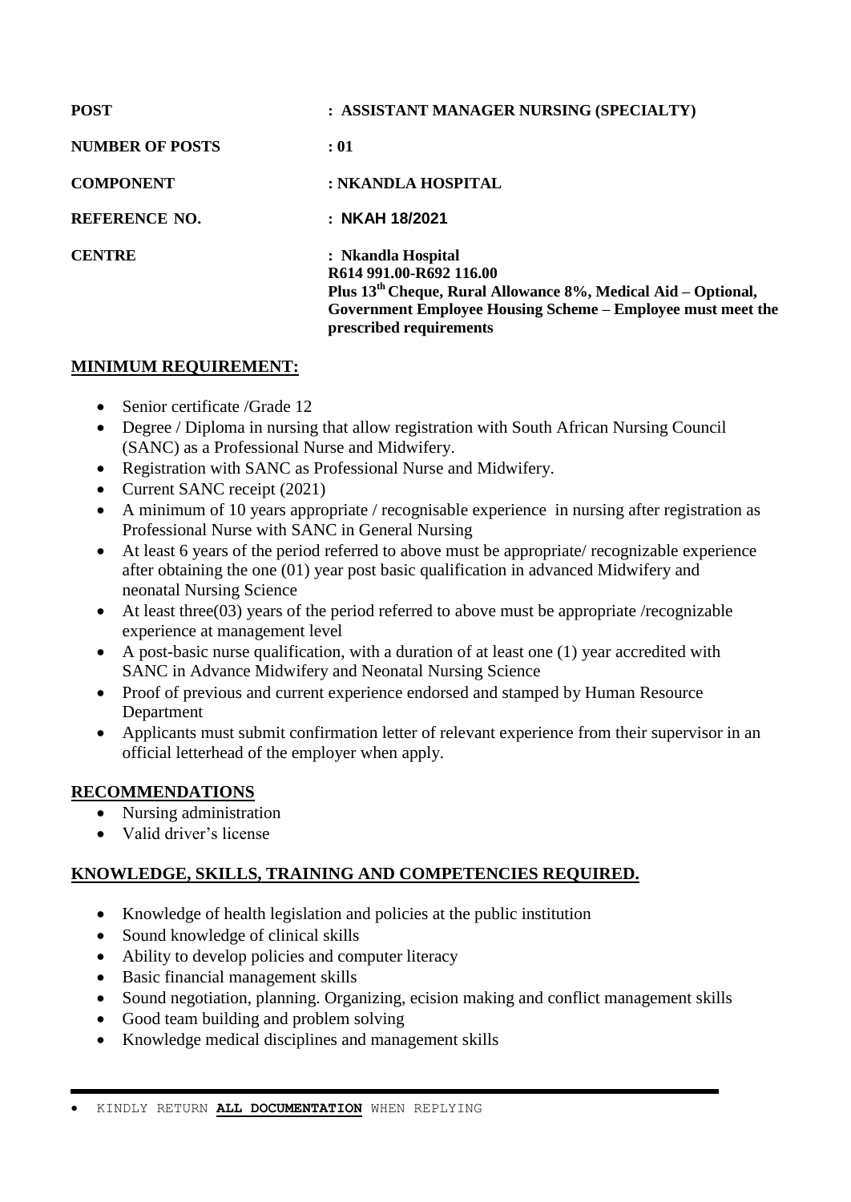| | |
|---|---|
| **POST** | **: ASSISTANT MANAGER NURSING (SPECIALTY)** |
| **NUMBER OF POSTS** | **: 01** |
| **COMPONENT** | **: NKANDLA HOSPITAL** |
| **REFERENCE NO.** | **: NKAH 18/2021** |
| **CENTRE** | **: Nkandla Hospital**<br>**R614 991.00-R692 116.00**<br>**Plus 13th Cheque, Rural Allowance 8%, Medical Aid – Optional, Government Employee Housing Scheme – Employee must meet the prescribed requirements** |

## MINIMUM REQUIREMENT:

- Senior certificate /Grade 12
- Degree / Diploma in nursing that allow registration with South African Nursing Council (SANC) as a Professional Nurse and Midwifery.
- Registration with SANC as Professional Nurse and Midwifery.
- Current SANC receipt (2021)
- A minimum of 10 years appropriate / recognisable experience in nursing after registration as Professional Nurse with SANC in General Nursing
- At least 6 years of the period referred to above must be appropriate/ recognizable experience after obtaining the one (01) year post basic qualification in advanced Midwifery and neonatal Nursing Science
- At least three(03) years of the period referred to above must be appropriate /recognizable experience at management level
- A post-basic nurse qualification, with a duration of at least one (1) year accredited with SANC in Advance Midwifery and Neonatal Nursing Science
- Proof of previous and current experience endorsed and stamped by Human Resource Department
- Applicants must submit confirmation letter of relevant experience from their supervisor in an official letterhead of the employer when apply.

## RECOMMENDATIONS

- Nursing administration
- Valid driver's license

## KNOWLEDGE, SKILLS, TRAINING AND COMPETENCIES REQUIRED.

- Knowledge of health legislation and policies at the public institution
- Sound knowledge of clinical skills
- Ability to develop policies and computer literacy
- Basic financial management skills
- Sound negotiation, planning. Organizing, ecision making and conflict management skills
- Good team building and problem solving
- Knowledge medical disciplines and management skills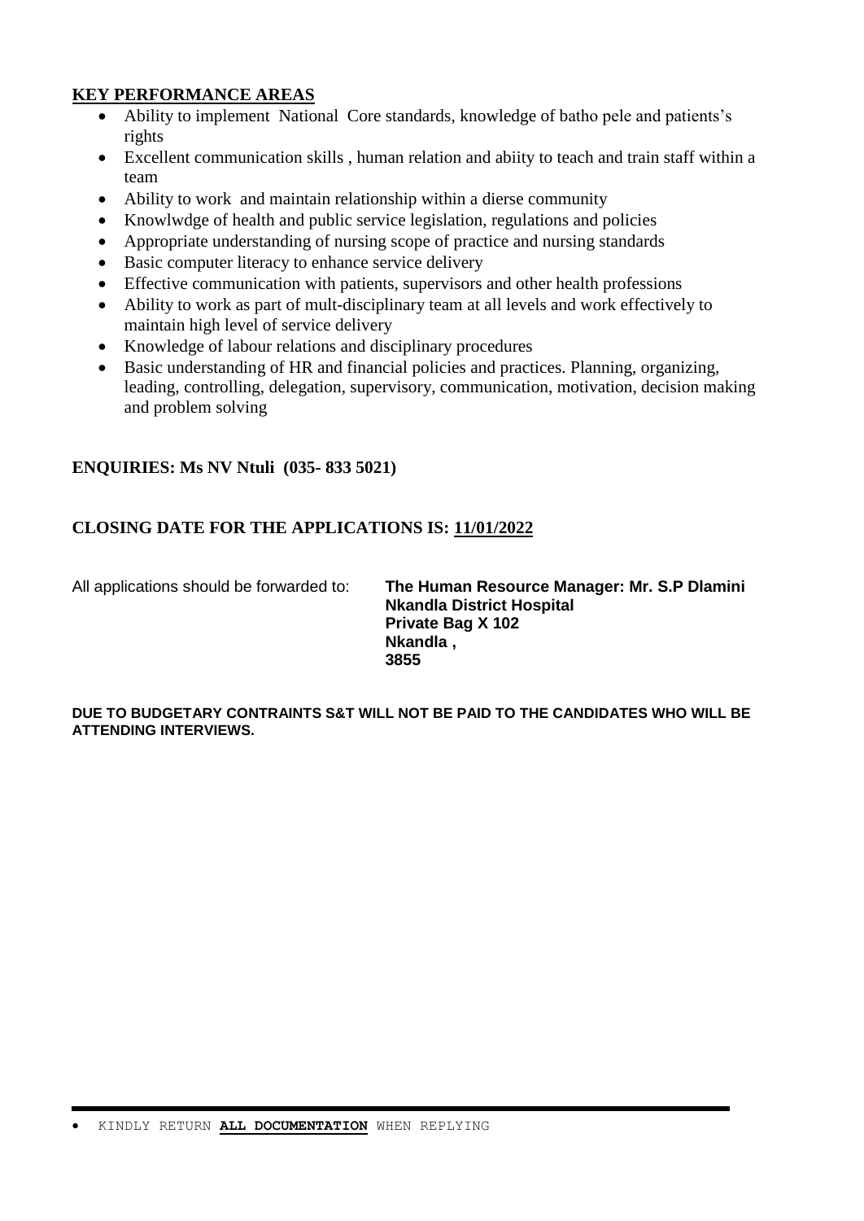## KEY PERFORMANCE AREAS

- Ability to implement National Core standards, knowledge of batho pele and patients's rights
- Excellent communication skills , human relation and abiity to teach and train staff within a team
- Ability to work and maintain relationship within a dierse community
- Knowlwdge of health and public service legislation, regulations and policies
- Appropriate understanding of nursing scope of practice and nursing standards
- Basic computer literacy to enhance service delivery
- Effective communication with patients, supervisors and other health professions
- Ability to work as part of mult-disciplinary team at all levels and work effectively to maintain high level of service delivery
- Knowledge of labour relations and disciplinary procedures
- Basic understanding of HR and financial policies and practices. Planning, organizing, leading, controlling, delegation, supervisory, communication, motivation, decision making and problem solving

**ENQUIRIES: Ms NV Ntuli (035- 833 5021)**

**CLOSING DATE FOR THE APPLICATIONS IS: 11/01/2022**

All applications should be forwarded to: **The Human Resource Manager: Mr. S.P Dlamini**
**Nkandla District Hospital**
**Private Bag X 102**
**Nkandla ,**
**3855**

**DUE TO BUDGETARY CONTRAINTS S&T WILL NOT BE PAID TO THE CANDIDATES WHO WILL BE ATTENDING INTERVIEWS.**

- KINDLY RETURN **ALL DOCUMENTATION** WHEN REPLYING